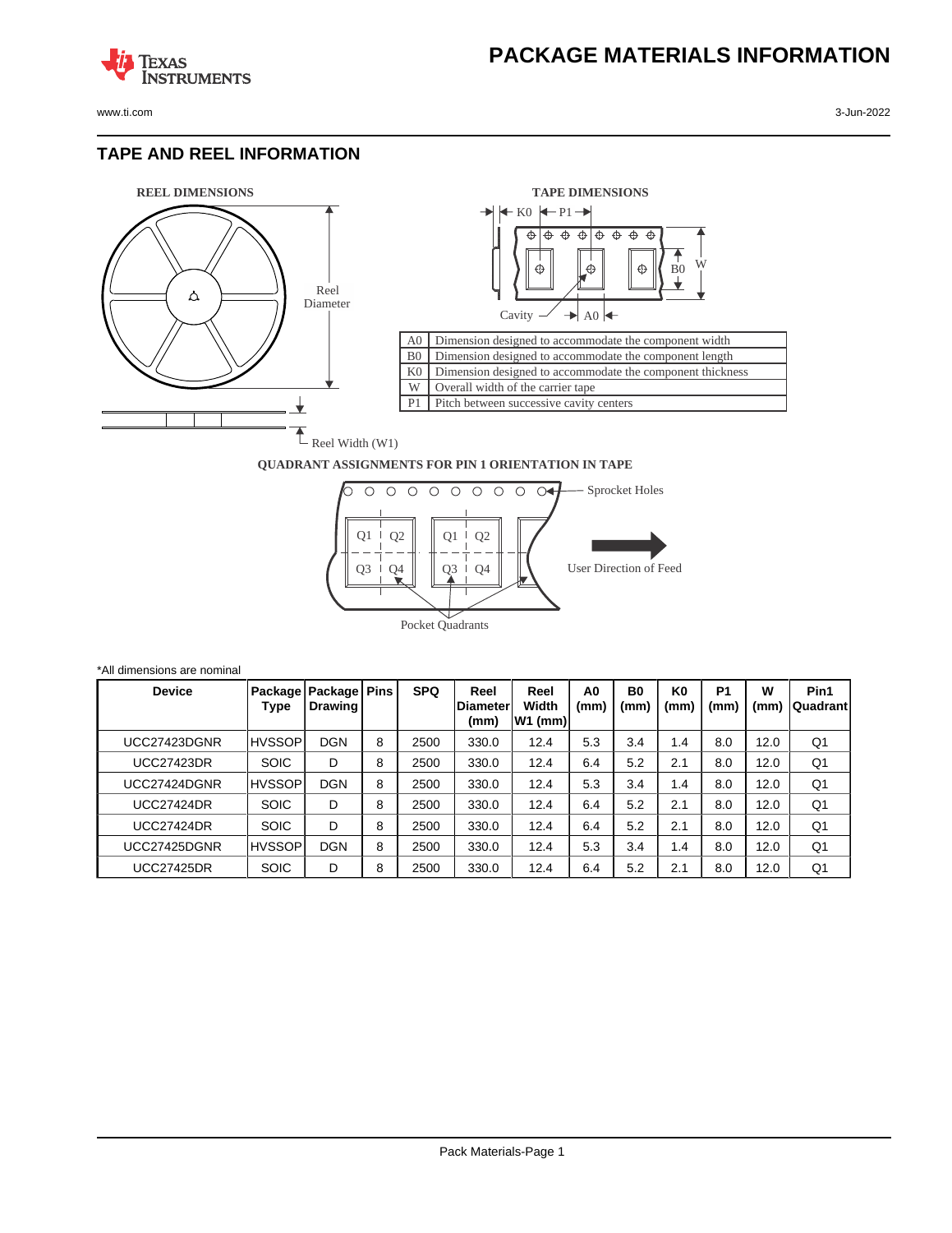# PACKAGE MATERIALS INFORMATION

## TAPE AND REEL INFORMATION

**REEL DIMENSIONS**

Reel Diameter

Reel Width (W1)

**TAPE DIMENSIONS**

| | |
|---|---|
| A0 | Dimension designed to accommodate the component width |
| B0 | Dimension designed to accommodate the component length |
| K0 | Dimension designed to accommodate the component thickness |
| W | Overall width of the carrier tape |
| P1 | Pitch between successive cavity centers |

**QUADRANT ASSIGNMENTS FOR PIN 1 ORIENTATION IN TAPE**

Sprocket Holes

User Direction of Feed

Pocket Quadrants

*All dimensions are nominal

| Device | Package Type | Package Drawing | Pins | SPQ | Reel Diameter (mm) | Reel Width W1 (mm) | A0 (mm) | B0 (mm) | K0 (mm) | P1 (mm) | W (mm) | Pin1 Quadrant |
|---|---|---|---|---|---|---|---|---|---|---|---|---|
| UCC27423DGNR | HVSSOP | DGN | 8 | 2500 | 330.0 | 12.4 | 5.3 | 3.4 | 1.4 | 8.0 | 12.0 | Q1 |
| UCC27423DR | SOIC | D | 8 | 2500 | 330.0 | 12.4 | 6.4 | 5.2 | 2.1 | 8.0 | 12.0 | Q1 |
| UCC27424DGNR | HVSSOP | DGN | 8 | 2500 | 330.0 | 12.4 | 5.3 | 3.4 | 1.4 | 8.0 | 12.0 | Q1 |
| UCC27424DR | SOIC | D | 8 | 2500 | 330.0 | 12.4 | 6.4 | 5.2 | 2.1 | 8.0 | 12.0 | Q1 |
| UCC27424DR | SOIC | D | 8 | 2500 | 330.0 | 12.4 | 6.4 | 5.2 | 2.1 | 8.0 | 12.0 | Q1 |
| UCC27425DGNR | HVSSOP | DGN | 8 | 2500 | 330.0 | 12.4 | 5.3 | 3.4 | 1.4 | 8.0 | 12.0 | Q1 |
| UCC27425DR | SOIC | D | 8 | 2500 | 330.0 | 12.4 | 6.4 | 5.2 | 2.1 | 8.0 | 12.0 | Q1 |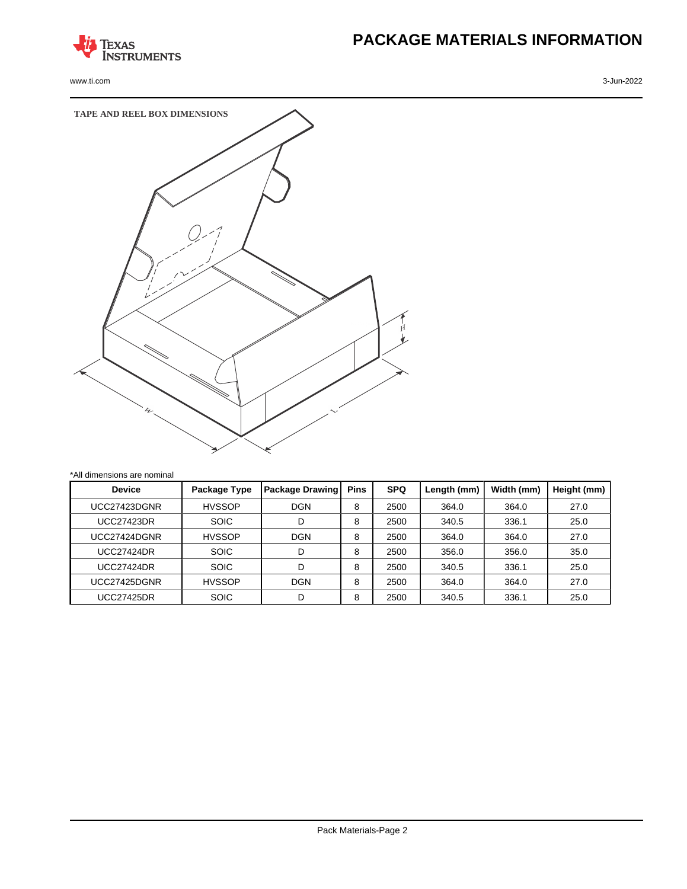# PACKAGE MATERIALS INFORMATION

## TAPE AND REEL BOX DIMENSIONS

*All dimensions are nominal

| Device | Package Type | Package Drawing | Pins | SPQ | Length (mm) | Width (mm) | Height (mm) |
|---|---|---|---|---|---|---|---|
| UCC27423DGNR | HVSSOP | DGN | 8 | 2500 | 364.0 | 364.0 | 27.0 |
| UCC27423DR | SOIC | D | 8 | 2500 | 340.5 | 336.1 | 25.0 |
| UCC27424DGNR | HVSSOP | DGN | 8 | 2500 | 364.0 | 364.0 | 27.0 |
| UCC27424DR | SOIC | D | 8 | 2500 | 356.0 | 356.0 | 35.0 |
| UCC27424DR | SOIC | D | 8 | 2500 | 340.5 | 336.1 | 25.0 |
| UCC27425DGNR | HVSSOP | DGN | 8 | 2500 | 364.0 | 364.0 | 27.0 |
| UCC27425DR | SOIC | D | 8 | 2500 | 340.5 | 336.1 | 25.0 |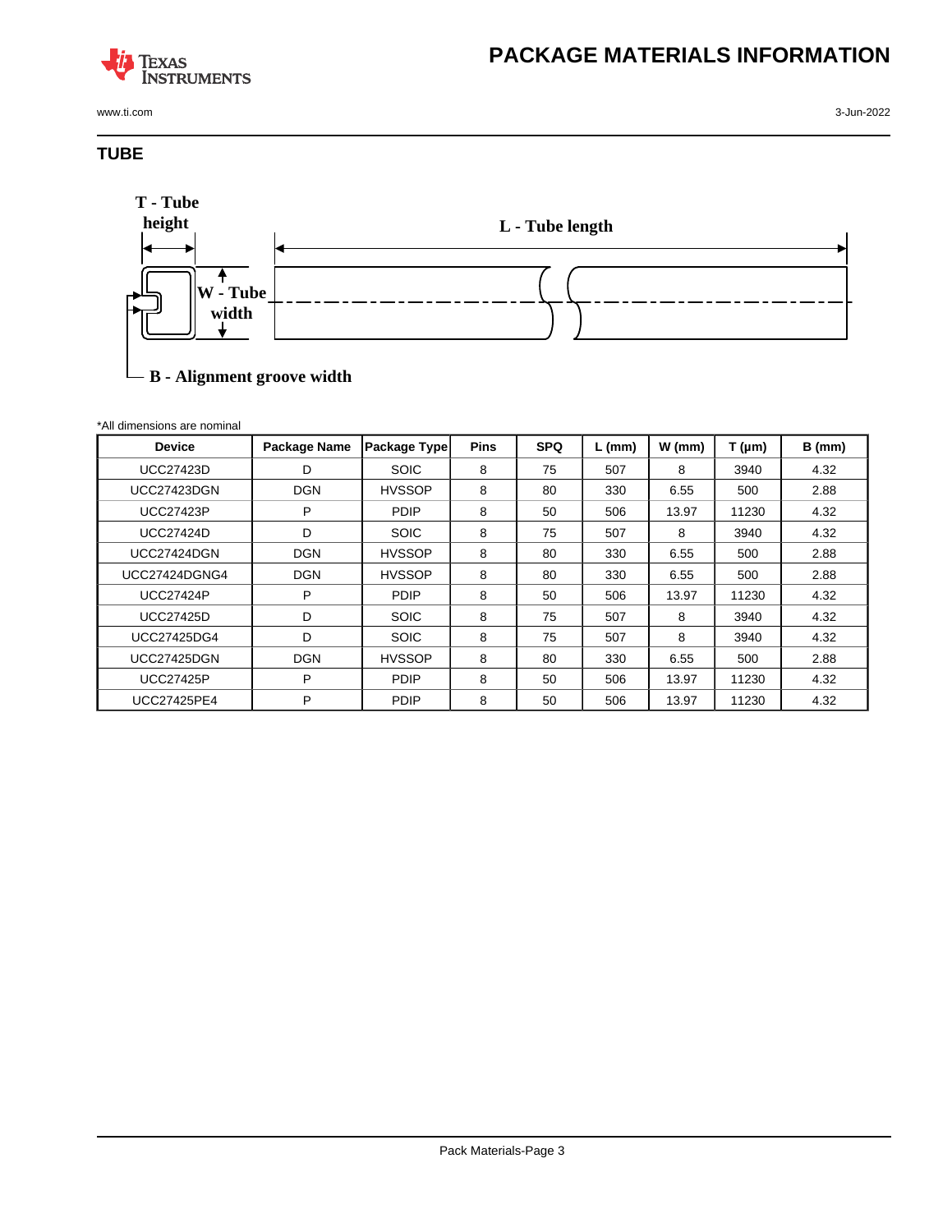## TUBE

T - Tube height

L - Tube length

W - Tube width

B - Alignment groove width

*All dimensions are nominal

| Device | Package Name | Package Type | Pins | SPQ | L (mm) | W (mm) | T (µm) | B (mm) |
|---|---|---|---|---|---|---|---|---|
| UCC27423D | D | SOIC | 8 | 75 | 507 | 8 | 3940 | 4.32 |
| UCC27423DGN | DGN | HVSSOP | 8 | 80 | 330 | 6.55 | 500 | 2.88 |
| UCC27423P | P | PDIP | 8 | 50 | 506 | 13.97 | 11230 | 4.32 |
| UCC27424D | D | SOIC | 8 | 75 | 507 | 8 | 3940 | 4.32 |
| UCC27424DGN | DGN | HVSSOP | 8 | 80 | 330 | 6.55 | 500 | 2.88 |
| UCC27424DGNG4 | DGN | HVSSOP | 8 | 80 | 330 | 6.55 | 500 | 2.88 |
| UCC27424P | P | PDIP | 8 | 50 | 506 | 13.97 | 11230 | 4.32 |
| UCC27425D | D | SOIC | 8 | 75 | 507 | 8 | 3940 | 4.32 |
| UCC27425DG4 | D | SOIC | 8 | 75 | 507 | 8 | 3940 | 4.32 |
| UCC27425DGN | DGN | HVSSOP | 8 | 80 | 330 | 6.55 | 500 | 2.88 |
| UCC27425P | P | PDIP | 8 | 50 | 506 | 13.97 | 11230 | 4.32 |
| UCC27425PE4 | P | PDIP | 8 | 50 | 506 | 13.97 | 11230 | 4.32 |